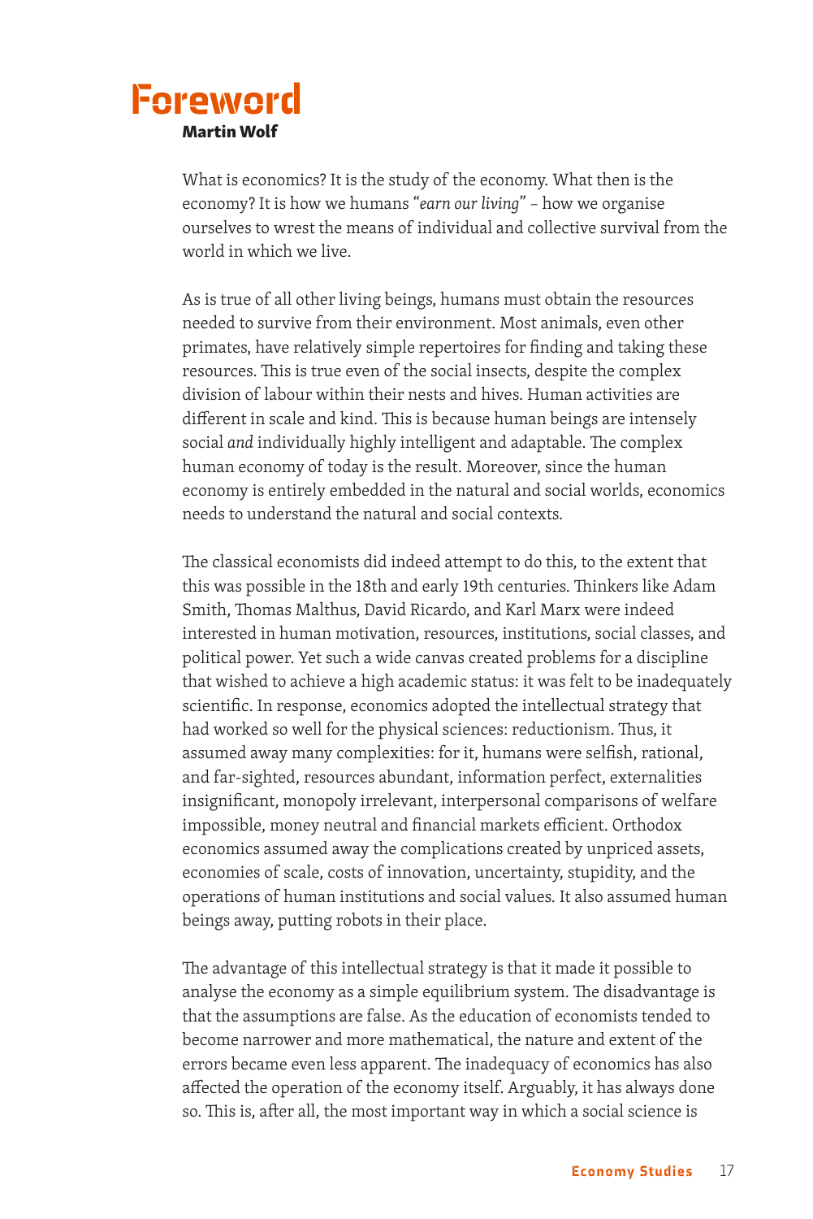# Foreword

**Martin Wolf**

What is economics? It is the study of the economy. What then is the economy? It is how we humans "*earn our living*" – how we organise ourselves to wrest the means of individual and collective survival from the world in which we live.

As is true of all other living beings, humans must obtain the resources needed to survive from their environment. Most animals, even other primates, have relatively simple repertoires for finding and taking these resources. This is true even of the social insects, despite the complex division of labour within their nests and hives. Human activities are different in scale and kind. This is because human beings are intensely social *and* individually highly intelligent and adaptable. The complex human economy of today is the result. Moreover, since the human economy is entirely embedded in the natural and social worlds, economics needs to understand the natural and social contexts.

The classical economists did indeed attempt to do this, to the extent that this was possible in the 18th and early 19th centuries. Thinkers like Adam Smith, Thomas Malthus, David Ricardo, and Karl Marx were indeed interested in human motivation, resources, institutions, social classes, and political power. Yet such a wide canvas created problems for a discipline that wished to achieve a high academic status: it was felt to be inadequately scientific. In response, economics adopted the intellectual strategy that had worked so well for the physical sciences: reductionism. Thus, it assumed away many complexities: for it, humans were selfish, rational, and far-sighted, resources abundant, information perfect, externalities insignificant, monopoly irrelevant, interpersonal comparisons of welfare impossible, money neutral and financial markets efficient. Orthodox economics assumed away the complications created by unpriced assets, economies of scale, costs of innovation, uncertainty, stupidity, and the operations of human institutions and social values. It also assumed human beings away, putting robots in their place.

The advantage of this intellectual strategy is that it made it possible to analyse the economy as a simple equilibrium system. The disadvantage is that the assumptions are false. As the education of economists tended to become narrower and more mathematical, the nature and extent of the errors became even less apparent. The inadequacy of economics has also affected the operation of the economy itself. Arguably, it has always done so. This is, after all, the most important way in which a social science is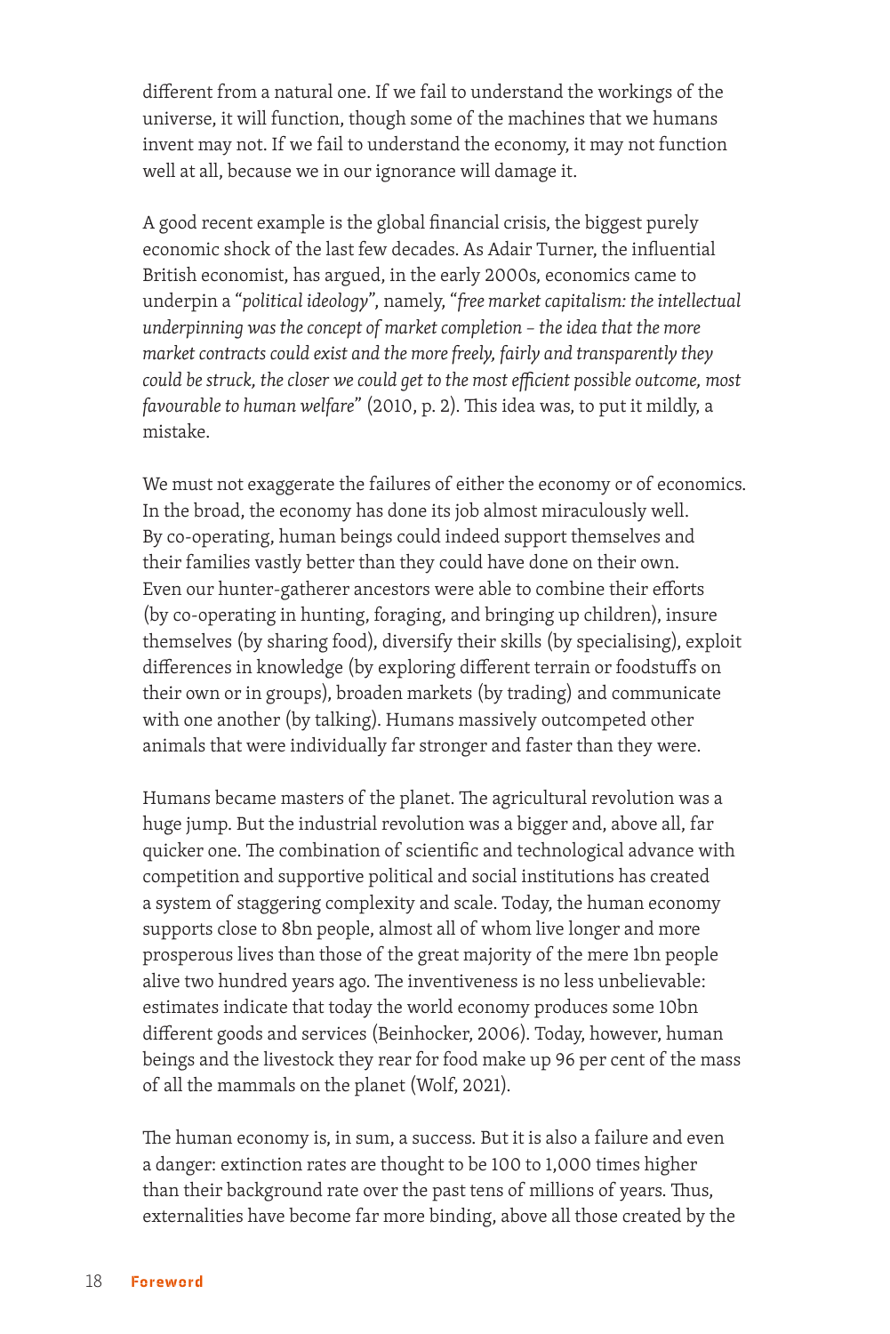different from a natural one. If we fail to understand the workings of the universe, it will function, though some of the machines that we humans invent may not. If we fail to understand the economy, it may not function well at all, because we in our ignorance will damage it.

A good recent example is the global financial crisis, the biggest purely economic shock of the last few decades. As Adair Turner, the influential British economist, has argued, in the early 2000s, economics came to underpin a "*political ideology*", namely, "*free market capitalism: the intellectual underpinning was the concept of market completion – the idea that the more market contracts could exist and the more freely, fairly and transparently they could be struck, the closer we could get to the most efficient possible outcome, most favourable to human welfare*" (2010, p. 2). This idea was, to put it mildly, a mistake.

We must not exaggerate the failures of either the economy or of economics. In the broad, the economy has done its job almost miraculously well. By co-operating, human beings could indeed support themselves and their families vastly better than they could have done on their own. Even our hunter-gatherer ancestors were able to combine their efforts (by co-operating in hunting, foraging, and bringing up children), insure themselves (by sharing food), diversify their skills (by specialising), exploit differences in knowledge (by exploring different terrain or foodstuffs on their own or in groups), broaden markets (by trading) and communicate with one another (by talking). Humans massively outcompeted other animals that were individually far stronger and faster than they were.

Humans became masters of the planet. The agricultural revolution was a huge jump. But the industrial revolution was a bigger and, above all, far quicker one. The combination of scientific and technological advance with competition and supportive political and social institutions has created a system of staggering complexity and scale. Today, the human economy supports close to 8bn people, almost all of whom live longer and more prosperous lives than those of the great majority of the mere 1bn people alive two hundred years ago. The inventiveness is no less unbelievable: estimates indicate that today the world economy produces some 10bn different goods and services (Beinhocker, 2006). Today, however, human beings and the livestock they rear for food make up 96 per cent of the mass of all the mammals on the planet (Wolf, 2021).

The human economy is, in sum, a success. But it is also a failure and even a danger: extinction rates are thought to be 100 to 1,000 times higher than their background rate over the past tens of millions of years. Thus, externalities have become far more binding, above all those created by the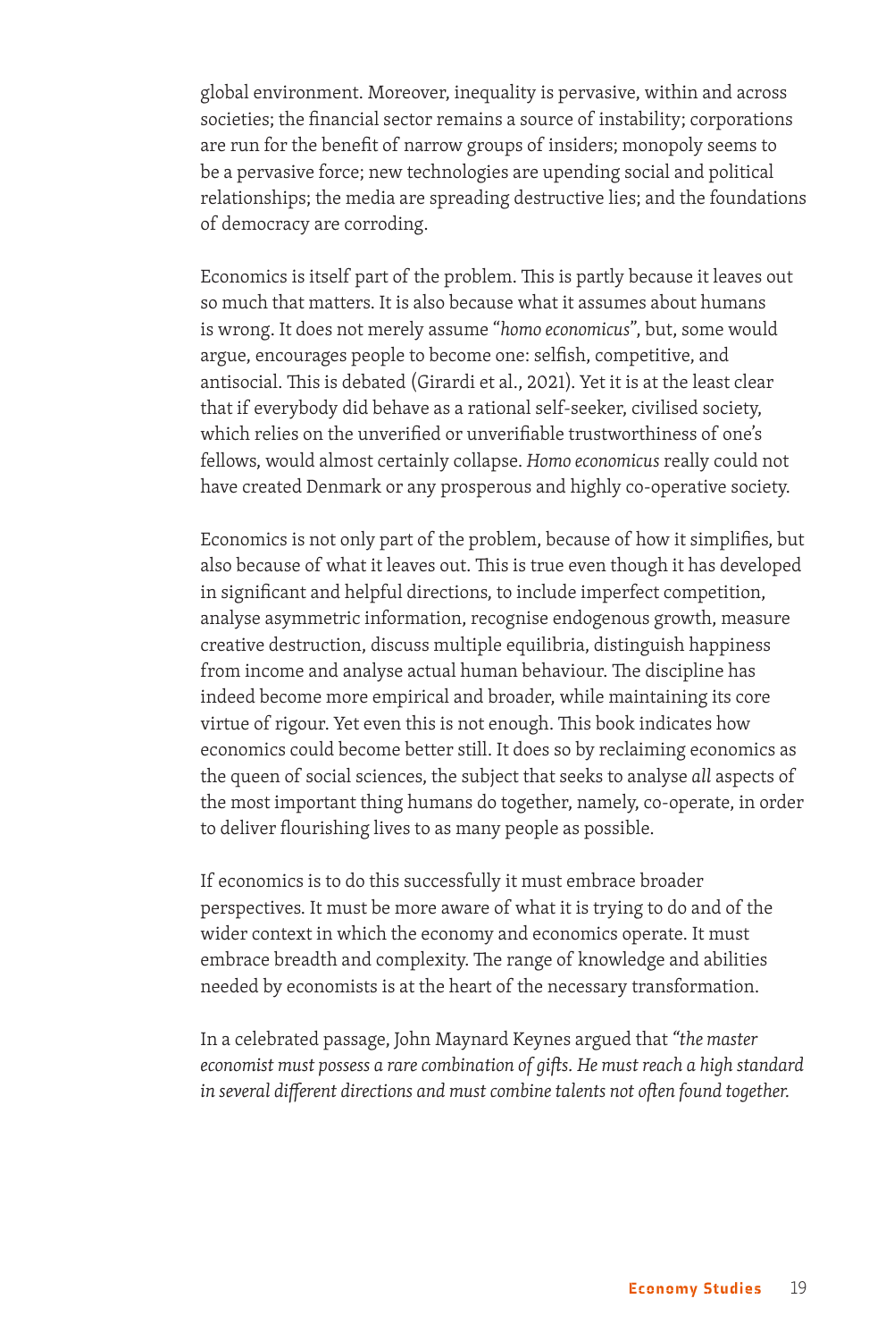global environment. Moreover, inequality is pervasive, within and across societies; the financial sector remains a source of instability; corporations are run for the benefit of narrow groups of insiders; monopoly seems to be a pervasive force; new technologies are upending social and political relationships; the media are spreading destructive lies; and the foundations of democracy are corroding.

Economics is itself part of the problem. This is partly because it leaves out so much that matters. It is also because what it assumes about humans is wrong. It does not merely assume "*homo economicus*", but, some would argue, encourages people to become one: selfish, competitive, and antisocial. This is debated (Girardi et al., 2021). Yet it is at the least clear that if everybody did behave as a rational self-seeker, civilised society, which relies on the unverified or unverifiable trustworthiness of one's fellows, would almost certainly collapse. *Homo economicus* really could not have created Denmark or any prosperous and highly co-operative society.

Economics is not only part of the problem, because of how it simplifies, but also because of what it leaves out. This is true even though it has developed in significant and helpful directions, to include imperfect competition, analyse asymmetric information, recognise endogenous growth, measure creative destruction, discuss multiple equilibria, distinguish happiness from income and analyse actual human behaviour. The discipline has indeed become more empirical and broader, while maintaining its core virtue of rigour. Yet even this is not enough. This book indicates how economics could become better still. It does so by reclaiming economics as the queen of social sciences, the subject that seeks to analyse *all* aspects of the most important thing humans do together, namely, co-operate, in order to deliver flourishing lives to as many people as possible.

If economics is to do this successfully it must embrace broader perspectives. It must be more aware of what it is trying to do and of the wider context in which the economy and economics operate. It must embrace breadth and complexity. The range of knowledge and abilities needed by economists is at the heart of the necessary transformation.

In a celebrated passage, John Maynard Keynes argued that *"the master economist must possess a rare combination of gifts. He must reach a high standard in several different directions and must combine talents not often found together.*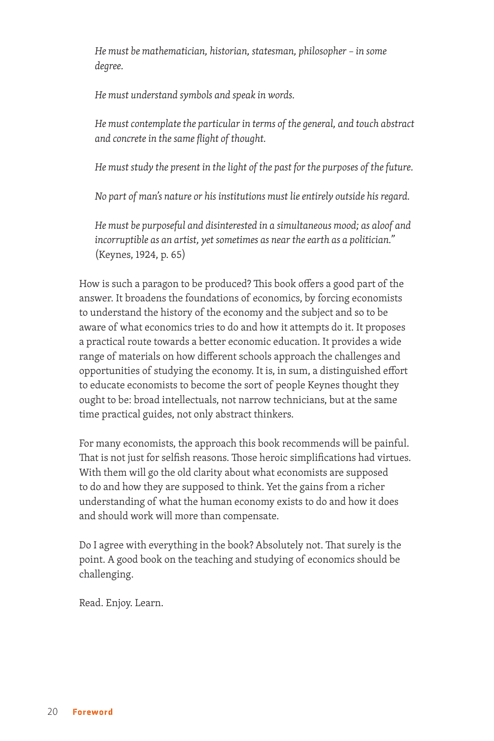> *He must be mathematician, historian, statesman, philosopher – in some degree.*
>
> *He must understand symbols and speak in words.*
>
> *He must contemplate the particular in terms of the general, and touch abstract and concrete in the same flight of thought.*
>
> *He must study the present in the light of the past for the purposes of the future.*
>
> *No part of man's nature or his institutions must lie entirely outside his regard.*
>
> *He must be purposeful and disinterested in a simultaneous mood; as aloof and incorruptible as an artist, yet sometimes as near the earth as a politician."* (Keynes, 1924, p. 65)

How is such a paragon to be produced? This book offers a good part of the answer. It broadens the foundations of economics, by forcing economists to understand the history of the economy and the subject and so to be aware of what economics tries to do and how it attempts do it. It proposes a practical route towards a better economic education. It provides a wide range of materials on how different schools approach the challenges and opportunities of studying the economy. It is, in sum, a distinguished effort to educate economists to become the sort of people Keynes thought they ought to be: broad intellectuals, not narrow technicians, but at the same time practical guides, not only abstract thinkers.

For many economists, the approach this book recommends will be painful. That is not just for selfish reasons. Those heroic simplifications had virtues. With them will go the old clarity about what economists are supposed to do and how they are supposed to think. Yet the gains from a richer understanding of what the human economy exists to do and how it does and should work will more than compensate.

Do I agree with everything in the book? Absolutely not. That surely is the point. A good book on the teaching and studying of economics should be challenging.

Read. Enjoy. Learn.